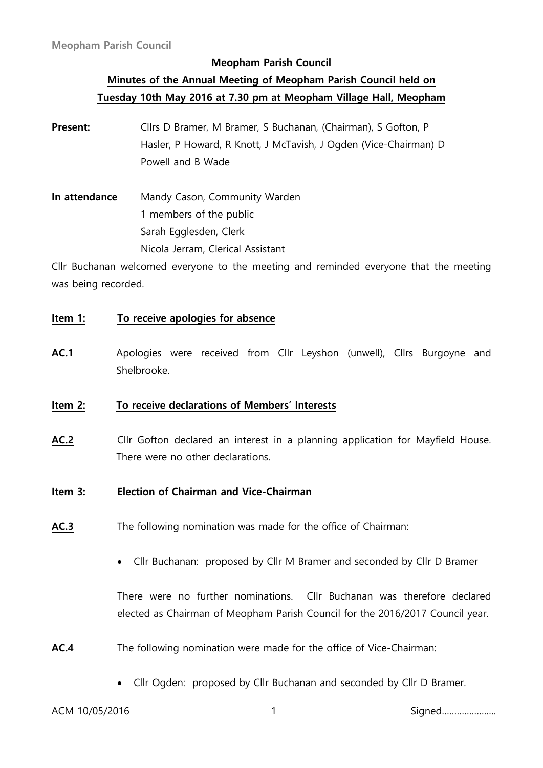## Meopham Parish Council

## Minutes of the Annual Meeting of Meopham Parish Council held on Tuesday 10th May 2016 at 7.30 pm at Meopham Village Hall, Meopham

**Present:** Cllrs D Bramer, M Bramer, S Buchanan, (Chairman), S Gofton, P Hasler, P Howard, R Knott, J McTavish, J Ogden (Vice-Chairman) D Powell and B Wade

**In attendance** Mandy Cason, Community Warden
1 members of the public
Sarah Egglesden, Clerk
Nicola Jerram, Clerical Assistant

Cllr Buchanan welcomed everyone to the meeting and reminded everyone that the meeting was being recorded.

**Item 1: To receive apologies for absence**

**AC.1** Apologies were received from Cllr Leyshon (unwell), Cllrs Burgoyne and Shelbrooke.

**Item 2: To receive declarations of Members' Interests**

**AC.2** Cllr Gofton declared an interest in a planning application for Mayfield House. There were no other declarations.

**Item 3: Election of Chairman and Vice-Chairman**

**AC.3** The following nomination was made for the office of Chairman:

- Cllr Buchanan: proposed by Cllr M Bramer and seconded by Cllr D Bramer

There were no further nominations. Cllr Buchanan was therefore declared elected as Chairman of Meopham Parish Council for the 2016/2017 Council year.

**AC.4** The following nomination were made for the office of Vice-Chairman:

- Cllr Ogden: proposed by Cllr Buchanan and seconded by Cllr D Bramer.

ACM 10/05/2016 Signed.....................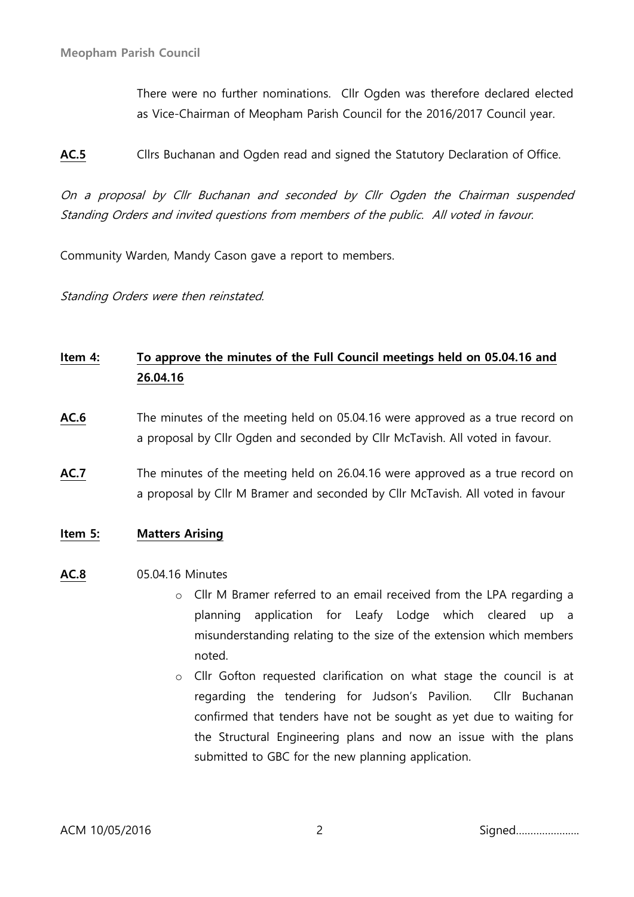There were no further nominations. Cllr Ogden was therefore declared elected as Vice-Chairman of Meopham Parish Council for the 2016/2017 Council year.

**AC.5** Cllrs Buchanan and Ogden read and signed the Statutory Declaration of Office.

*On a proposal by Cllr Buchanan and seconded by Cllr Ogden the Chairman suspended Standing Orders and invited questions from members of the public. All voted in favour.*

Community Warden, Mandy Cason gave a report to members.

*Standing Orders were then reinstated.*

## Item 4: To approve the minutes of the Full Council meetings held on 05.04.16 and 26.04.16

**AC.6** The minutes of the meeting held on 05.04.16 were approved as a true record on a proposal by Cllr Ogden and seconded by Cllr McTavish. All voted in favour.

**AC.7** The minutes of the meeting held on 26.04.16 were approved as a true record on a proposal by Cllr M Bramer and seconded by Cllr McTavish. All voted in favour

## Item 5: Matters Arising

**AC.8** 05.04.16 Minutes

- Cllr M Bramer referred to an email received from the LPA regarding a planning application for Leafy Lodge which cleared up a misunderstanding relating to the size of the extension which members noted.
- Cllr Gofton requested clarification on what stage the council is at regarding the tendering for Judson's Pavilion. Cllr Buchanan confirmed that tenders have not be sought as yet due to waiting for the Structural Engineering plans and now an issue with the plans submitted to GBC for the new planning application.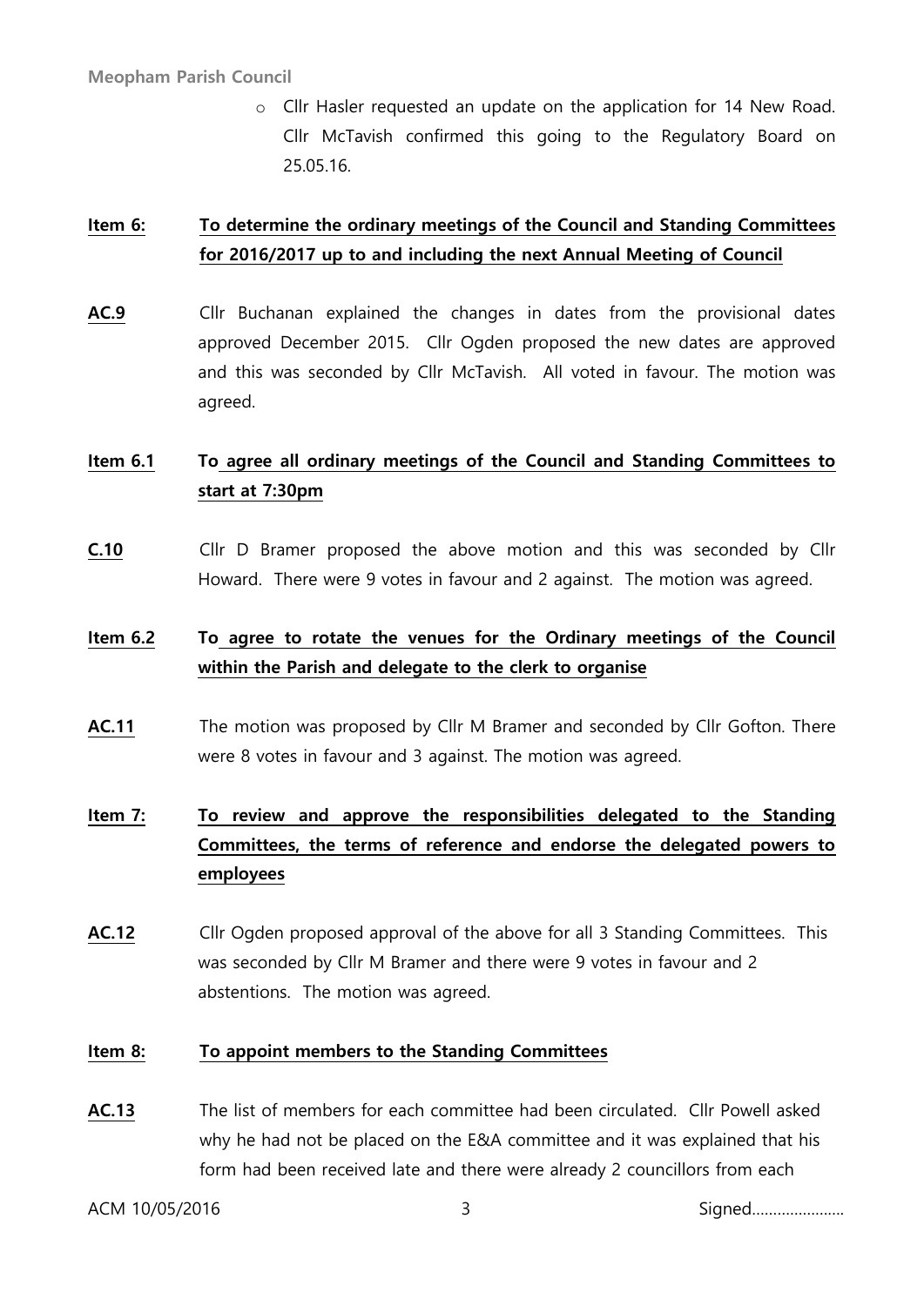- Cllr Hasler requested an update on the application for 14 New Road. Cllr McTavish confirmed this going to the Regulatory Board on 25.05.16.

**Item 6:** **To determine the ordinary meetings of the Council and Standing Committees for 2016/2017 up to and including the next Annual Meeting of Council**

**AC.9** Cllr Buchanan explained the changes in dates from the provisional dates approved December 2015. Cllr Ogden proposed the new dates are approved and this was seconded by Cllr McTavish. All voted in favour. The motion was agreed.

**Item 6.1** **To agree all ordinary meetings of the Council and Standing Committees to start at 7:30pm**

**C.10** Cllr D Bramer proposed the above motion and this was seconded by Cllr Howard. There were 9 votes in favour and 2 against. The motion was agreed.

**Item 6.2** **To agree to rotate the venues for the Ordinary meetings of the Council within the Parish and delegate to the clerk to organise**

**AC.11** The motion was proposed by Cllr M Bramer and seconded by Cllr Gofton. There were 8 votes in favour and 3 against. The motion was agreed.

**Item 7:** **To review and approve the responsibilities delegated to the Standing Committees, the terms of reference and endorse the delegated powers to employees**

**AC.12** Cllr Ogden proposed approval of the above for all 3 Standing Committees. This was seconded by Cllr M Bramer and there were 9 votes in favour and 2 abstentions. The motion was agreed.

**Item 8:** **To appoint members to the Standing Committees**

**AC.13** The list of members for each committee had been circulated. Cllr Powell asked why he had not be placed on the E&A committee and it was explained that his form had been received late and there were already 2 councillors from each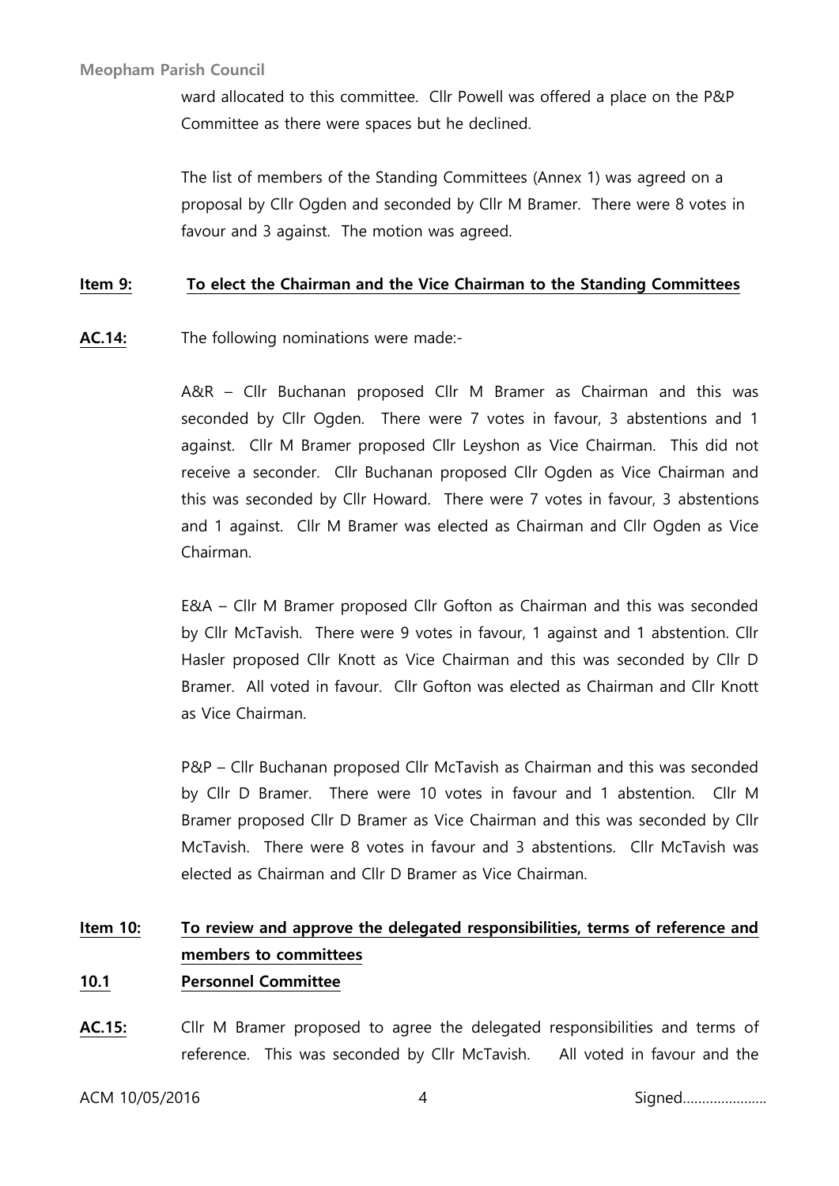ward allocated to this committee. Cllr Powell was offered a place on the P&P Committee as there were spaces but he declined.

The list of members of the Standing Committees (Annex 1) was agreed on a proposal by Cllr Ogden and seconded by Cllr M Bramer. There were 8 votes in favour and 3 against. The motion was agreed.

**Item 9:** **To elect the Chairman and the Vice Chairman to the Standing Committees**

**AC.14:** The following nominations were made:-

A&R – Cllr Buchanan proposed Cllr M Bramer as Chairman and this was seconded by Cllr Ogden. There were 7 votes in favour, 3 abstentions and 1 against. Cllr M Bramer proposed Cllr Leyshon as Vice Chairman. This did not receive a seconder. Cllr Buchanan proposed Cllr Ogden as Vice Chairman and this was seconded by Cllr Howard. There were 7 votes in favour, 3 abstentions and 1 against. Cllr M Bramer was elected as Chairman and Cllr Ogden as Vice Chairman.

E&A – Cllr M Bramer proposed Cllr Gofton as Chairman and this was seconded by Cllr McTavish. There were 9 votes in favour, 1 against and 1 abstention. Cllr Hasler proposed Cllr Knott as Vice Chairman and this was seconded by Cllr D Bramer. All voted in favour. Cllr Gofton was elected as Chairman and Cllr Knott as Vice Chairman.

P&P – Cllr Buchanan proposed Cllr McTavish as Chairman and this was seconded by Cllr D Bramer. There were 10 votes in favour and 1 abstention. Cllr M Bramer proposed Cllr D Bramer as Vice Chairman and this was seconded by Cllr McTavish. There were 8 votes in favour and 3 abstentions. Cllr McTavish was elected as Chairman and Cllr D Bramer as Vice Chairman.

**Item 10:** **To review and approve the delegated responsibilities, terms of reference and members to committees**

**10.1** **Personnel Committee**

**AC.15:** Cllr M Bramer proposed to agree the delegated responsibilities and terms of reference. This was seconded by Cllr McTavish. All voted in favour and the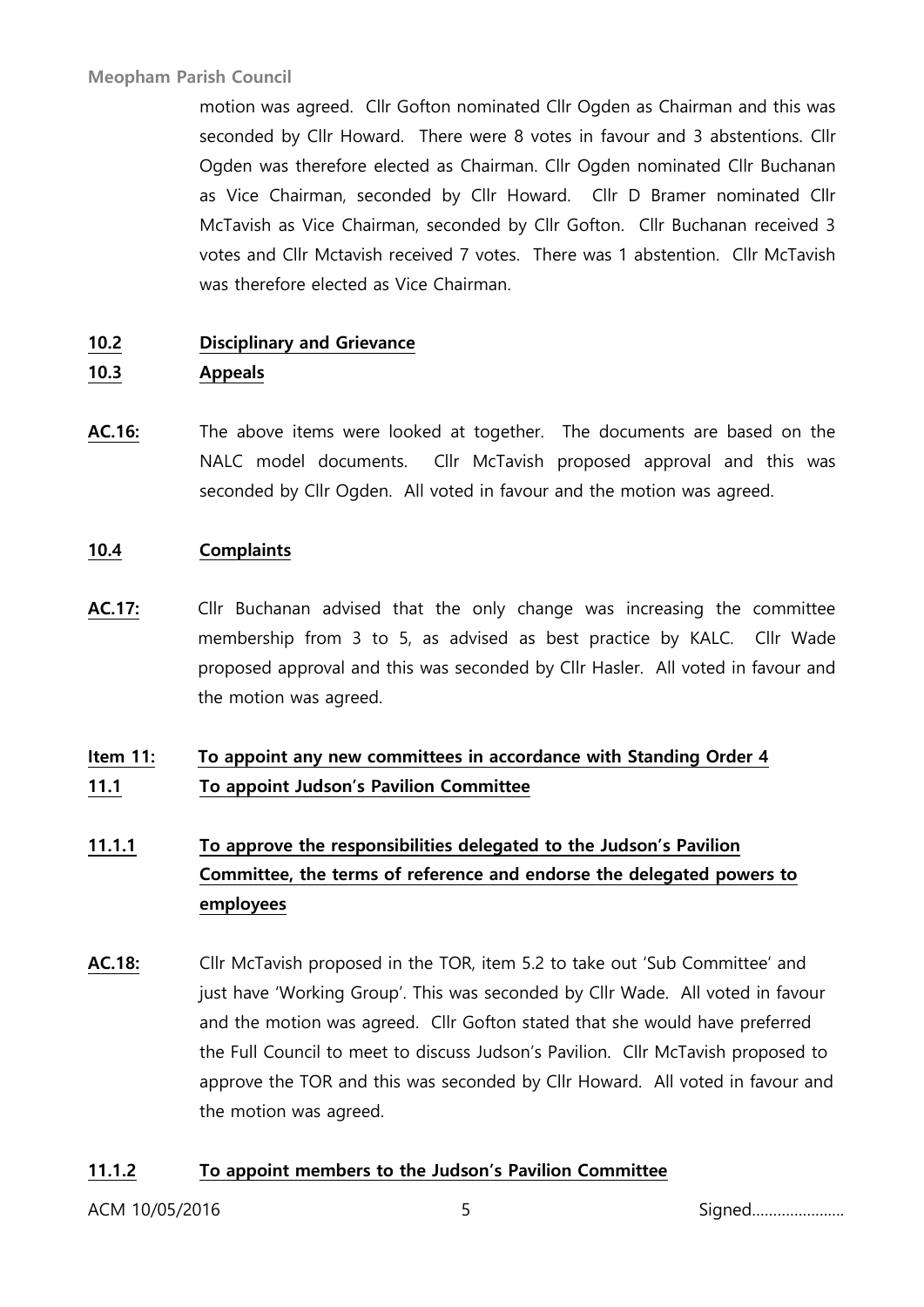motion was agreed. Cllr Gofton nominated Cllr Ogden as Chairman and this was seconded by Cllr Howard. There were 8 votes in favour and 3 abstentions. Cllr Ogden was therefore elected as Chairman. Cllr Ogden nominated Cllr Buchanan as Vice Chairman, seconded by Cllr Howard. Cllr D Bramer nominated Cllr McTavish as Vice Chairman, seconded by Cllr Gofton. Cllr Buchanan received 3 votes and Cllr Mctavish received 7 votes. There was 1 abstention. Cllr McTavish was therefore elected as Vice Chairman.

**10.2 Disciplinary and Grievance**

**10.3 Appeals**

**AC.16:** The above items were looked at together. The documents are based on the NALC model documents. Cllr McTavish proposed approval and this was seconded by Cllr Ogden. All voted in favour and the motion was agreed.

**10.4 Complaints**

**AC.17:** Cllr Buchanan advised that the only change was increasing the committee membership from 3 to 5, as advised as best practice by KALC. Cllr Wade proposed approval and this was seconded by Cllr Hasler. All voted in favour and the motion was agreed.

**Item 11: To appoint any new committees in accordance with Standing Order 4**

**11.1 To appoint Judson's Pavilion Committee**

**11.1.1 To approve the responsibilities delegated to the Judson's Pavilion Committee, the terms of reference and endorse the delegated powers to employees**

**AC.18:** Cllr McTavish proposed in the TOR, item 5.2 to take out 'Sub Committee' and just have 'Working Group'. This was seconded by Cllr Wade. All voted in favour and the motion was agreed. Cllr Gofton stated that she would have preferred the Full Council to meet to discuss Judson's Pavilion. Cllr McTavish proposed to approve the TOR and this was seconded by Cllr Howard. All voted in favour and the motion was agreed.

**11.1.2 To appoint members to the Judson's Pavilion Committee**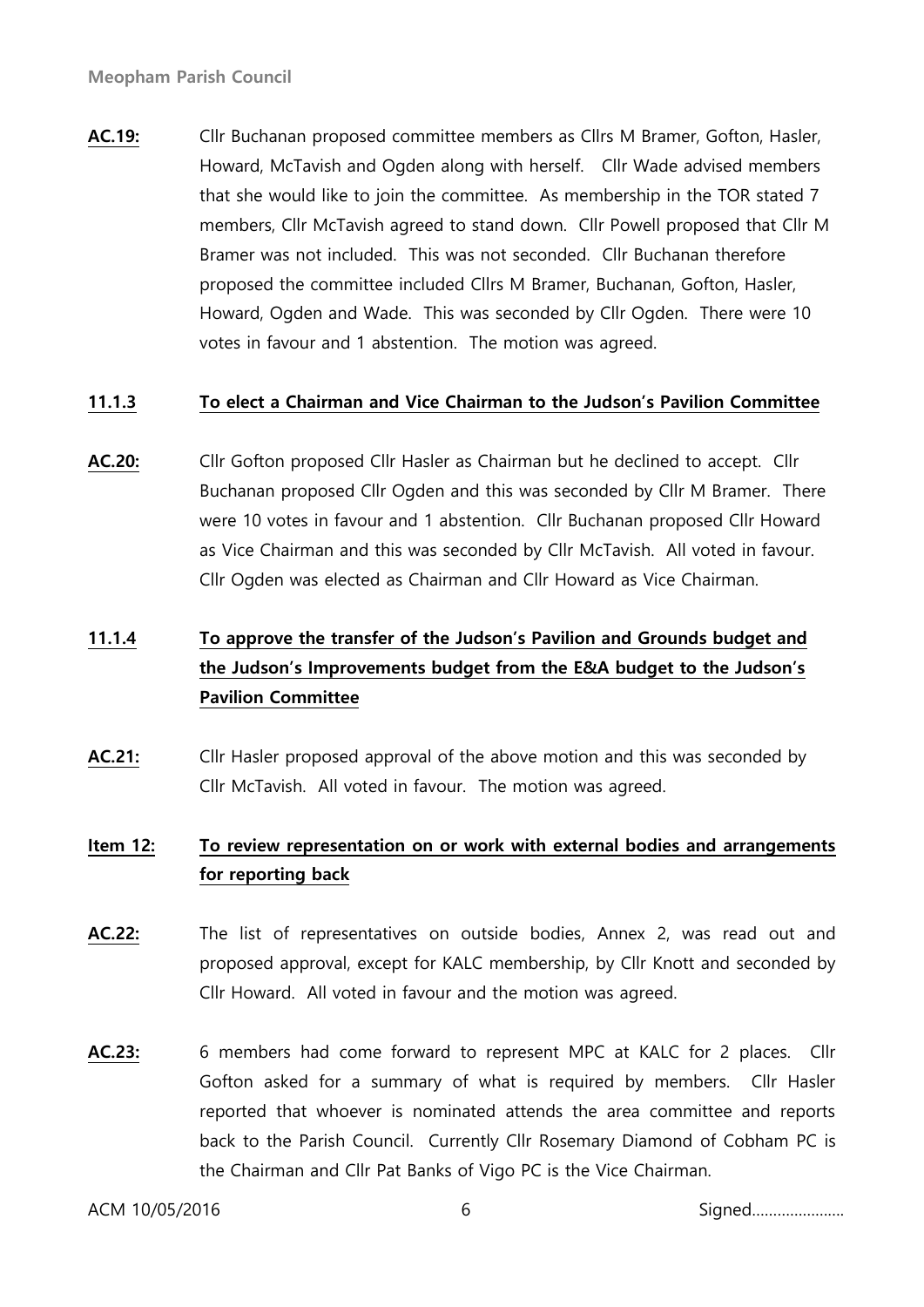**AC.19:** Cllr Buchanan proposed committee members as Cllrs M Bramer, Gofton, Hasler, Howard, McTavish and Ogden along with herself. Cllr Wade advised members that she would like to join the committee. As membership in the TOR stated 7 members, Cllr McTavish agreed to stand down. Cllr Powell proposed that Cllr M Bramer was not included. This was not seconded. Cllr Buchanan therefore proposed the committee included Cllrs M Bramer, Buchanan, Gofton, Hasler, Howard, Ogden and Wade. This was seconded by Cllr Ogden. There were 10 votes in favour and 1 abstention. The motion was agreed.

**11.1.3 To elect a Chairman and Vice Chairman to the Judson's Pavilion Committee**

**AC.20:** Cllr Gofton proposed Cllr Hasler as Chairman but he declined to accept. Cllr Buchanan proposed Cllr Ogden and this was seconded by Cllr M Bramer. There were 10 votes in favour and 1 abstention. Cllr Buchanan proposed Cllr Howard as Vice Chairman and this was seconded by Cllr McTavish. All voted in favour. Cllr Ogden was elected as Chairman and Cllr Howard as Vice Chairman.

**11.1.4 To approve the transfer of the Judson's Pavilion and Grounds budget and the Judson's Improvements budget from the E&A budget to the Judson's Pavilion Committee**

**AC.21:** Cllr Hasler proposed approval of the above motion and this was seconded by Cllr McTavish. All voted in favour. The motion was agreed.

**Item 12: To review representation on or work with external bodies and arrangements for reporting back**

**AC.22:** The list of representatives on outside bodies, Annex 2, was read out and proposed approval, except for KALC membership, by Cllr Knott and seconded by Cllr Howard. All voted in favour and the motion was agreed.

**AC.23:** 6 members had come forward to represent MPC at KALC for 2 places. Cllr Gofton asked for a summary of what is required by members. Cllr Hasler reported that whoever is nominated attends the area committee and reports back to the Parish Council. Currently Cllr Rosemary Diamond of Cobham PC is the Chairman and Cllr Pat Banks of Vigo PC is the Vice Chairman.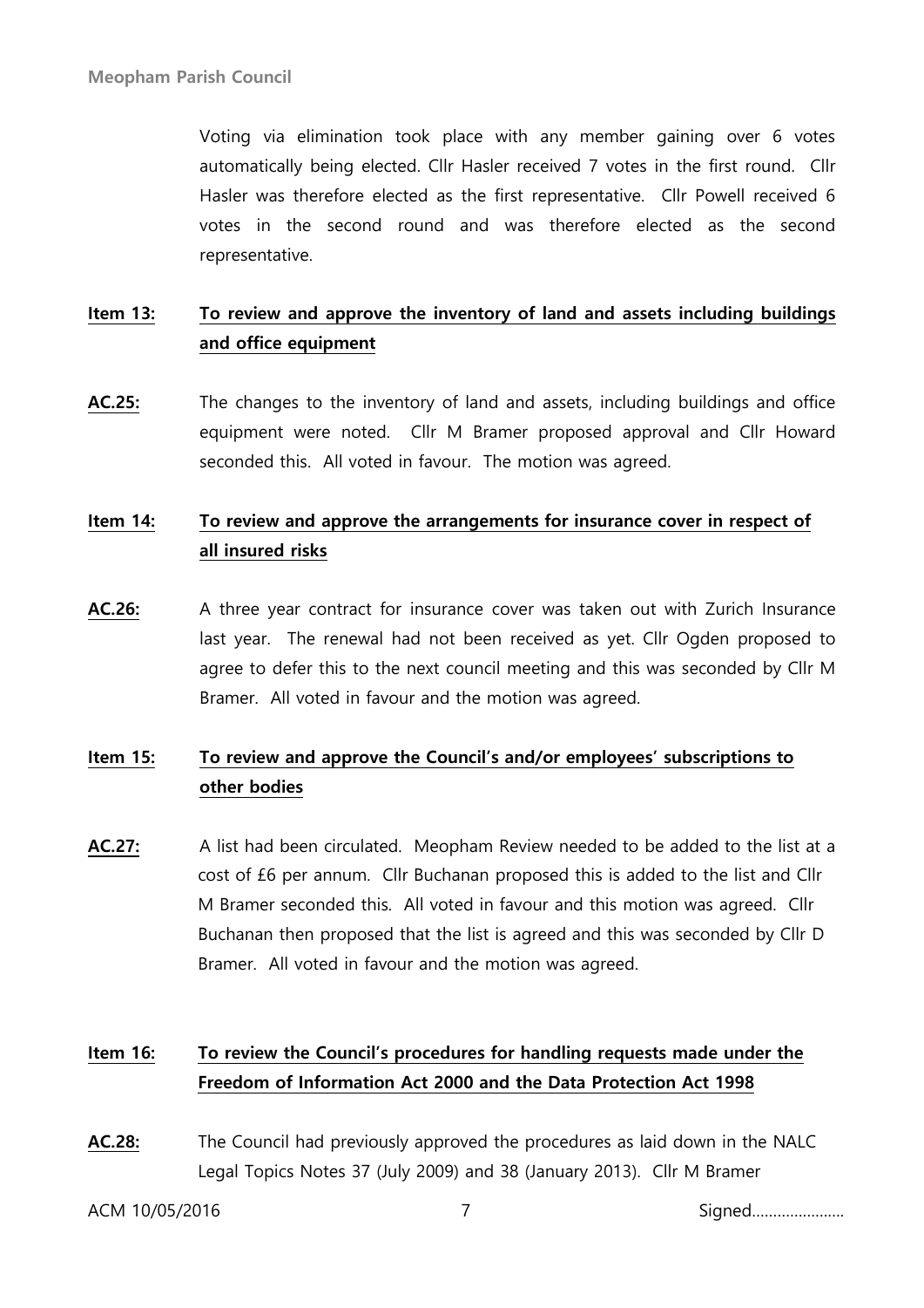Voting via elimination took place with any member gaining over 6 votes automatically being elected. Cllr Hasler received 7 votes in the first round. Cllr Hasler was therefore elected as the first representative. Cllr Powell received 6 votes in the second round and was therefore elected as the second representative.

**Item 13:** **To review and approve the inventory of land and assets including buildings and office equipment**

**AC.25:** The changes to the inventory of land and assets, including buildings and office equipment were noted. Cllr M Bramer proposed approval and Cllr Howard seconded this. All voted in favour. The motion was agreed.

**Item 14:** **To review and approve the arrangements for insurance cover in respect of all insured risks**

**AC.26:** A three year contract for insurance cover was taken out with Zurich Insurance last year. The renewal had not been received as yet. Cllr Ogden proposed to agree to defer this to the next council meeting and this was seconded by Cllr M Bramer. All voted in favour and the motion was agreed.

**Item 15:** **To review and approve the Council's and/or employees' subscriptions to other bodies**

**AC.27:** A list had been circulated. Meopham Review needed to be added to the list at a cost of £6 per annum. Cllr Buchanan proposed this is added to the list and Cllr M Bramer seconded this. All voted in favour and this motion was agreed. Cllr Buchanan then proposed that the list is agreed and this was seconded by Cllr D Bramer. All voted in favour and the motion was agreed.

**Item 16:** **To review the Council's procedures for handling requests made under the Freedom of Information Act 2000 and the Data Protection Act 1998**

**AC.28:** The Council had previously approved the procedures as laid down in the NALC Legal Topics Notes 37 (July 2009) and 38 (January 2013). Cllr M Bramer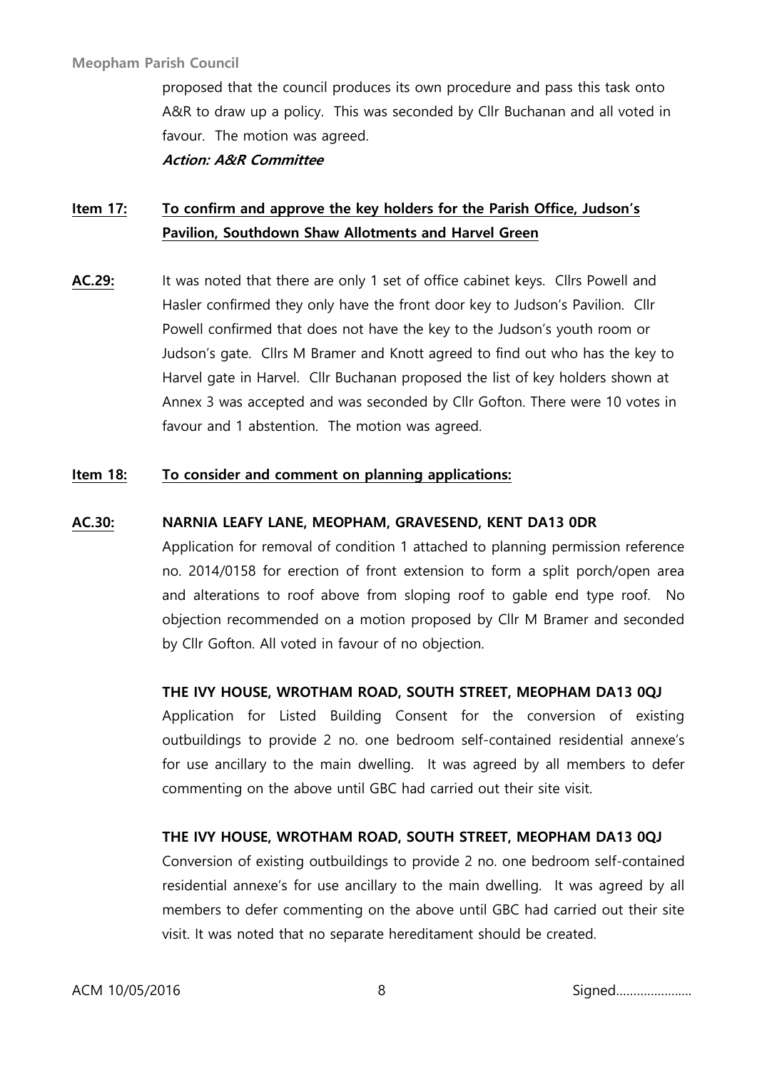proposed that the council produces its own procedure and pass this task onto A&R to draw up a policy. This was seconded by Cllr Buchanan and all voted in favour. The motion was agreed.

***Action: A&R Committee***

**Item 17:** **To confirm and approve the key holders for the Parish Office, Judson's Pavilion, Southdown Shaw Allotments and Harvel Green**

**AC.29:** It was noted that there are only 1 set of office cabinet keys. Cllrs Powell and Hasler confirmed they only have the front door key to Judson's Pavilion. Cllr Powell confirmed that does not have the key to the Judson's youth room or Judson's gate. Cllrs M Bramer and Knott agreed to find out who has the key to Harvel gate in Harvel. Cllr Buchanan proposed the list of key holders shown at Annex 3 was accepted and was seconded by Cllr Gofton. There were 10 votes in favour and 1 abstention. The motion was agreed.

**Item 18:** **To consider and comment on planning applications:**

**AC.30:** **NARNIA LEAFY LANE, MEOPHAM, GRAVESEND, KENT DA13 0DR**

Application for removal of condition 1 attached to planning permission reference no. 2014/0158 for erection of front extension to form a split porch/open area and alterations to roof above from sloping roof to gable end type roof. No objection recommended on a motion proposed by Cllr M Bramer and seconded by Cllr Gofton. All voted in favour of no objection.

**THE IVY HOUSE, WROTHAM ROAD, SOUTH STREET, MEOPHAM DA13 0QJ**

Application for Listed Building Consent for the conversion of existing outbuildings to provide 2 no. one bedroom self-contained residential annexe's for use ancillary to the main dwelling. It was agreed by all members to defer commenting on the above until GBC had carried out their site visit.

**THE IVY HOUSE, WROTHAM ROAD, SOUTH STREET, MEOPHAM DA13 0QJ**

Conversion of existing outbuildings to provide 2 no. one bedroom self-contained residential annexe's for use ancillary to the main dwelling. It was agreed by all members to defer commenting on the above until GBC had carried out their site visit. It was noted that no separate hereditament should be created.

ACM 10/05/2016 Signed......................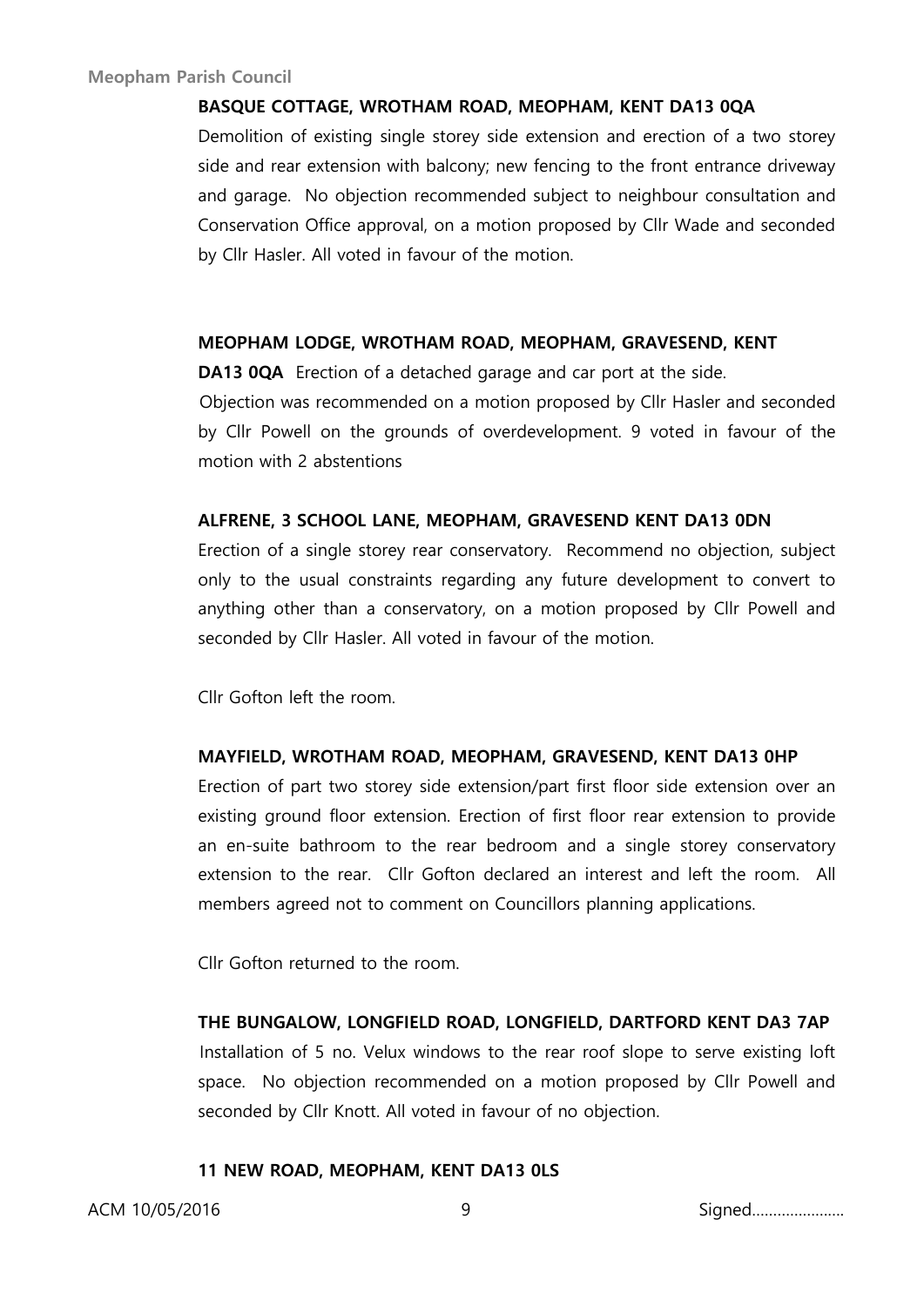**BASQUE COTTAGE, WROTHAM ROAD, MEOPHAM, KENT DA13 0QA**

Demolition of existing single storey side extension and erection of a two storey side and rear extension with balcony; new fencing to the front entrance driveway and garage. No objection recommended subject to neighbour consultation and Conservation Office approval, on a motion proposed by Cllr Wade and seconded by Cllr Hasler. All voted in favour of the motion.

**MEOPHAM LODGE, WROTHAM ROAD, MEOPHAM, GRAVESEND, KENT DA13 0QA** Erection of a detached garage and car port at the side.

Objection was recommended on a motion proposed by Cllr Hasler and seconded by Cllr Powell on the grounds of overdevelopment. 9 voted in favour of the motion with 2 abstentions

**ALFRENE, 3 SCHOOL LANE, MEOPHAM, GRAVESEND KENT DA13 0DN**

Erection of a single storey rear conservatory. Recommend no objection, subject only to the usual constraints regarding any future development to convert to anything other than a conservatory, on a motion proposed by Cllr Powell and seconded by Cllr Hasler. All voted in favour of the motion.

Cllr Gofton left the room.

**MAYFIELD, WROTHAM ROAD, MEOPHAM, GRAVESEND, KENT DA13 0HP**

Erection of part two storey side extension/part first floor side extension over an existing ground floor extension. Erection of first floor rear extension to provide an en-suite bathroom to the rear bedroom and a single storey conservatory extension to the rear. Cllr Gofton declared an interest and left the room. All members agreed not to comment on Councillors planning applications.

Cllr Gofton returned to the room.

**THE BUNGALOW, LONGFIELD ROAD, LONGFIELD, DARTFORD KENT DA3 7AP**

Installation of 5 no. Velux windows to the rear roof slope to serve existing loft space. No objection recommended on a motion proposed by Cllr Powell and seconded by Cllr Knott. All voted in favour of no objection.

**11 NEW ROAD, MEOPHAM, KENT DA13 0LS**

ACM 10/05/2016 Signed......................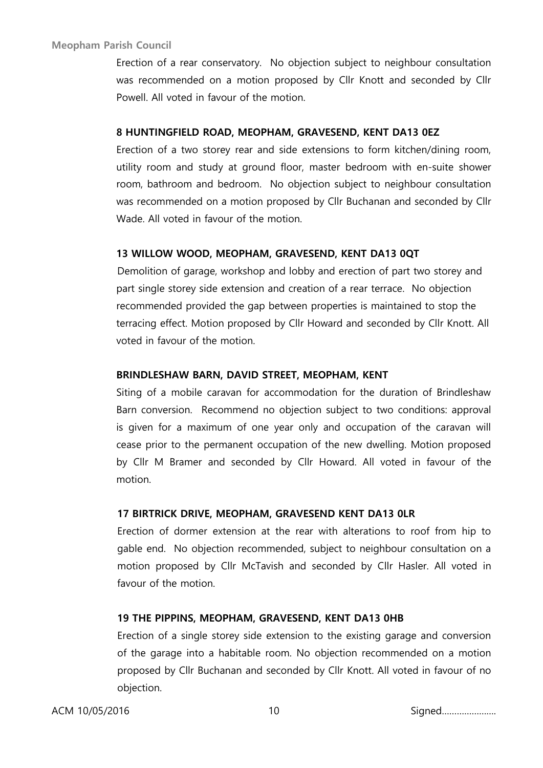Erection of a rear conservatory. No objection subject to neighbour consultation was recommended on a motion proposed by Cllr Knott and seconded by Cllr Powell. All voted in favour of the motion.

**8 HUNTINGFIELD ROAD, MEOPHAM, GRAVESEND, KENT DA13 0EZ**

Erection of a two storey rear and side extensions to form kitchen/dining room, utility room and study at ground floor, master bedroom with en-suite shower room, bathroom and bedroom. No objection subject to neighbour consultation was recommended on a motion proposed by Cllr Buchanan and seconded by Cllr Wade. All voted in favour of the motion.

**13 WILLOW WOOD, MEOPHAM, GRAVESEND, KENT DA13 0QT**

Demolition of garage, workshop and lobby and erection of part two storey and part single storey side extension and creation of a rear terrace. No objection recommended provided the gap between properties is maintained to stop the terracing effect. Motion proposed by Cllr Howard and seconded by Cllr Knott. All voted in favour of the motion.

**BRINDLESHAW BARN, DAVID STREET, MEOPHAM, KENT**

Siting of a mobile caravan for accommodation for the duration of Brindleshaw Barn conversion. Recommend no objection subject to two conditions: approval is given for a maximum of one year only and occupation of the caravan will cease prior to the permanent occupation of the new dwelling. Motion proposed by Cllr M Bramer and seconded by Cllr Howard. All voted in favour of the motion.

**17 BIRTRICK DRIVE, MEOPHAM, GRAVESEND KENT DA13 0LR**

Erection of dormer extension at the rear with alterations to roof from hip to gable end. No objection recommended, subject to neighbour consultation on a motion proposed by Cllr McTavish and seconded by Cllr Hasler. All voted in favour of the motion.

**19 THE PIPPINS, MEOPHAM, GRAVESEND, KENT DA13 0HB**

Erection of a single storey side extension to the existing garage and conversion of the garage into a habitable room. No objection recommended on a motion proposed by Cllr Buchanan and seconded by Cllr Knott. All voted in favour of no objection.

ACM 10/05/2016 Signed…………………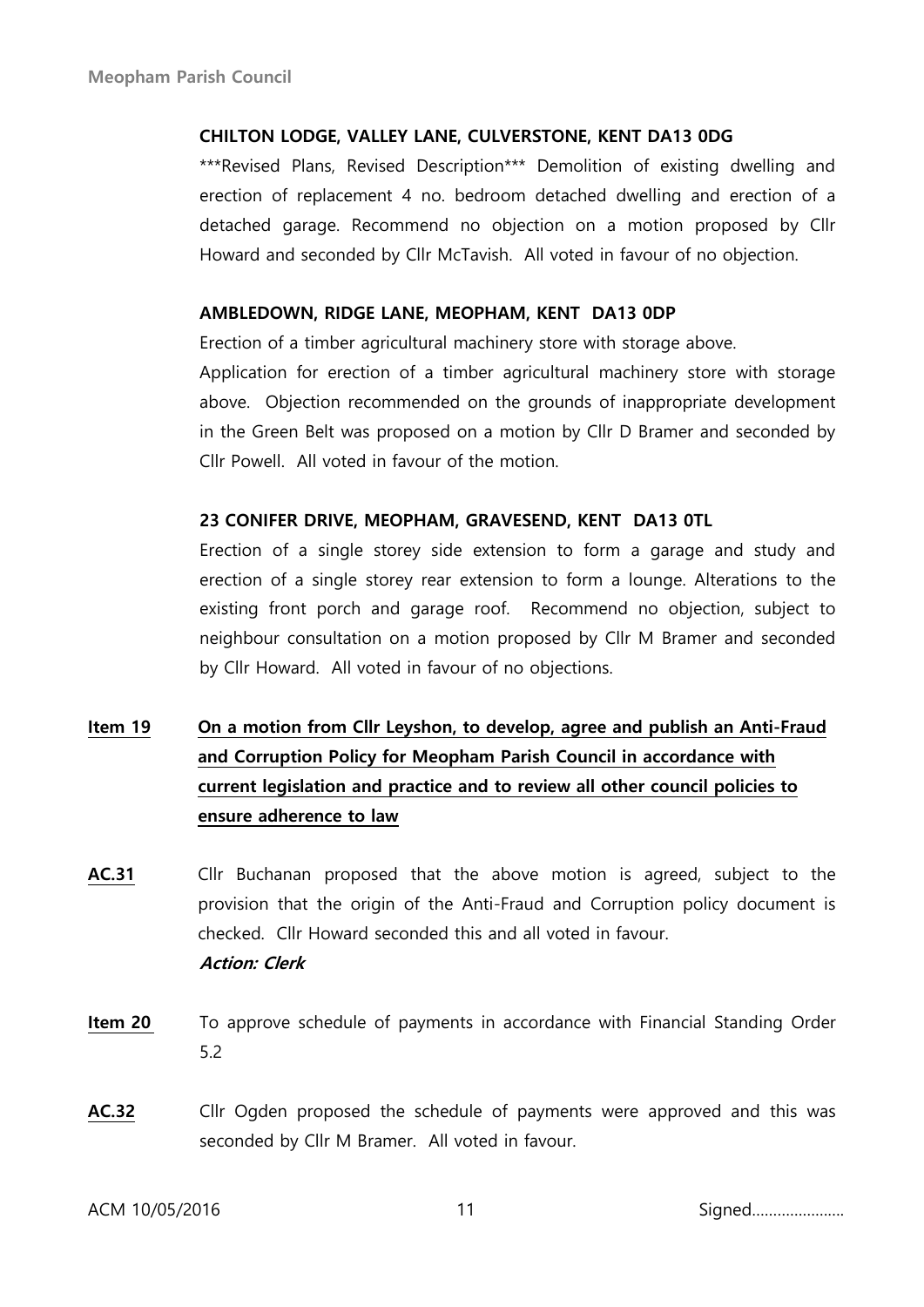**CHILTON LODGE, VALLEY LANE, CULVERSTONE, KENT DA13 0DG**

***Revised Plans, Revised Description*** Demolition of existing dwelling and erection of replacement 4 no. bedroom detached dwelling and erection of a detached garage. Recommend no objection on a motion proposed by Cllr Howard and seconded by Cllr McTavish. All voted in favour of no objection.

**AMBLEDOWN, RIDGE LANE, MEOPHAM, KENT DA13 0DP**

Erection of a timber agricultural machinery store with storage above.

Application for erection of a timber agricultural machinery store with storage above. Objection recommended on the grounds of inappropriate development in the Green Belt was proposed on a motion by Cllr D Bramer and seconded by Cllr Powell. All voted in favour of the motion.

**23 CONIFER DRIVE, MEOPHAM, GRAVESEND, KENT DA13 0TL**

Erection of a single storey side extension to form a garage and study and erection of a single storey rear extension to form a lounge. Alterations to the existing front porch and garage roof. Recommend no objection, subject to neighbour consultation on a motion proposed by Cllr M Bramer and seconded by Cllr Howard. All voted in favour of no objections.

**Item 19** **On a motion from Cllr Leyshon, to develop, agree and publish an Anti-Fraud and Corruption Policy for Meopham Parish Council in accordance with current legislation and practice and to review all other council policies to ensure adherence to law**

**AC.31** Cllr Buchanan proposed that the above motion is agreed, subject to the provision that the origin of the Anti-Fraud and Corruption policy document is checked. Cllr Howard seconded this and all voted in favour.
***Action: Clerk***

**Item 20** To approve schedule of payments in accordance with Financial Standing Order 5.2

**AC.32** Cllr Ogden proposed the schedule of payments were approved and this was seconded by Cllr M Bramer. All voted in favour.

ACM 10/05/2016 Signed.....................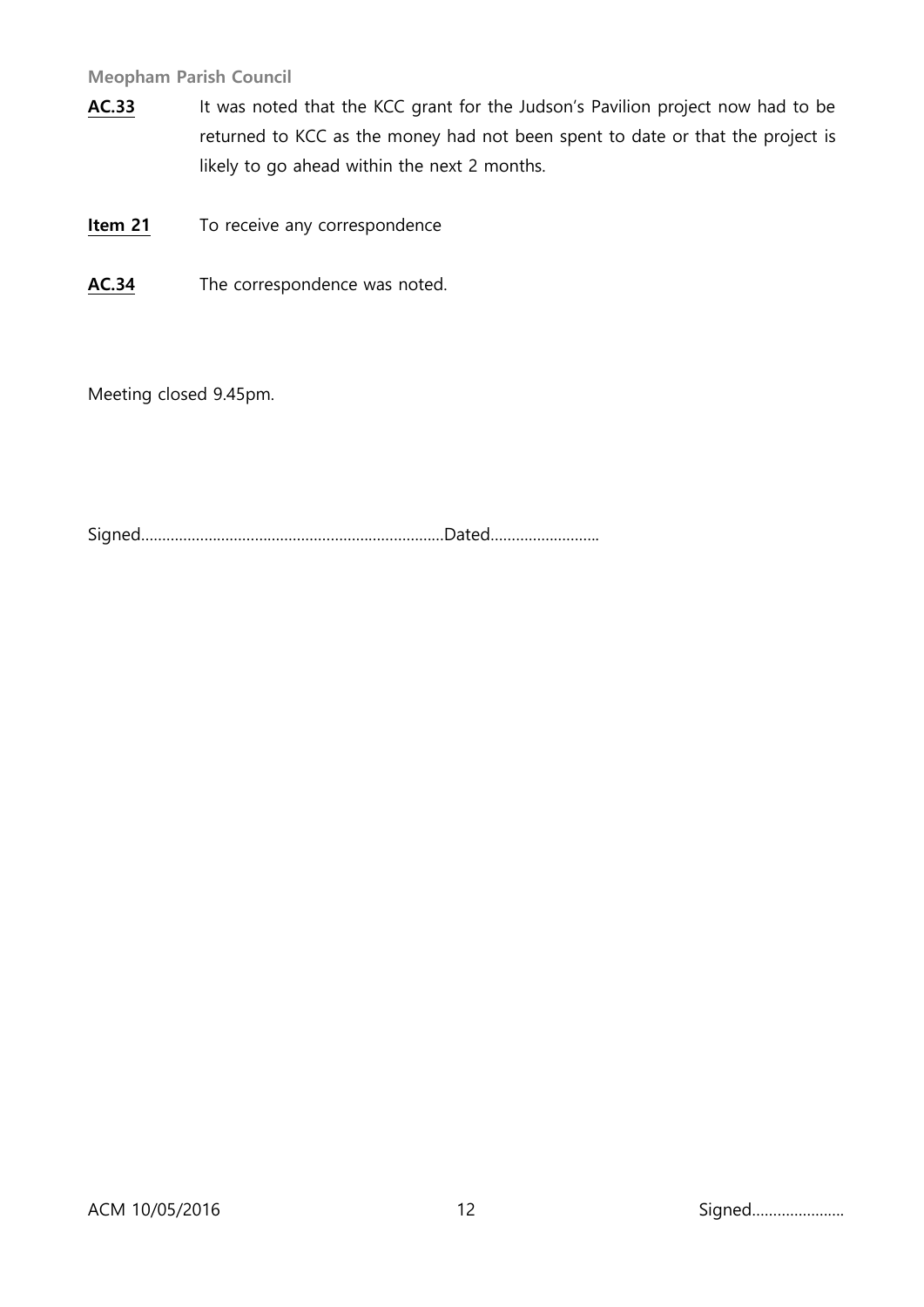**AC.33** It was noted that the KCC grant for the Judson's Pavilion project now had to be returned to KCC as the money had not been spent to date or that the project is likely to go ahead within the next 2 months.

**Item 21** To receive any correspondence

**AC.34** The correspondence was noted.

Meeting closed 9.45pm.

Signed……………………………………………………………Dated……………………..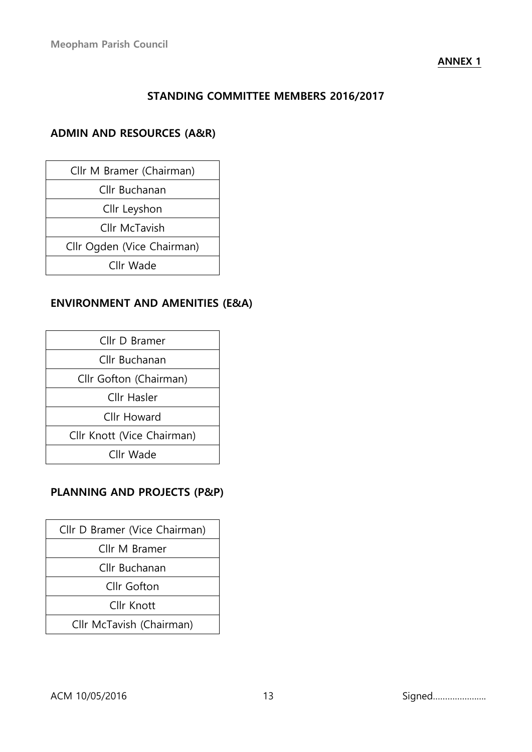**ANNEX 1**

## STANDING COMMITTEE MEMBERS 2016/2017

### ADMIN AND RESOURCES (A&R)

| Cllr M Bramer (Chairman) |
|---|
| Cllr Buchanan |
| Cllr Leyshon |
| Cllr McTavish |
| Cllr Ogden (Vice Chairman) |
| Cllr Wade |

### ENVIRONMENT AND AMENITIES (E&A)

| Cllr D Bramer |
|---|
| Cllr Buchanan |
| Cllr Gofton (Chairman) |
| Cllr Hasler |
| Cllr Howard |
| Cllr Knott (Vice Chairman) |
| Cllr Wade |

### PLANNING AND PROJECTS (P&P)

| Cllr D Bramer (Vice Chairman) |
|---|
| Cllr M Bramer |
| Cllr Buchanan |
| Cllr Gofton |
| Cllr Knott |
| Cllr McTavish (Chairman) |

ACM 10/05/2016 Signed.....................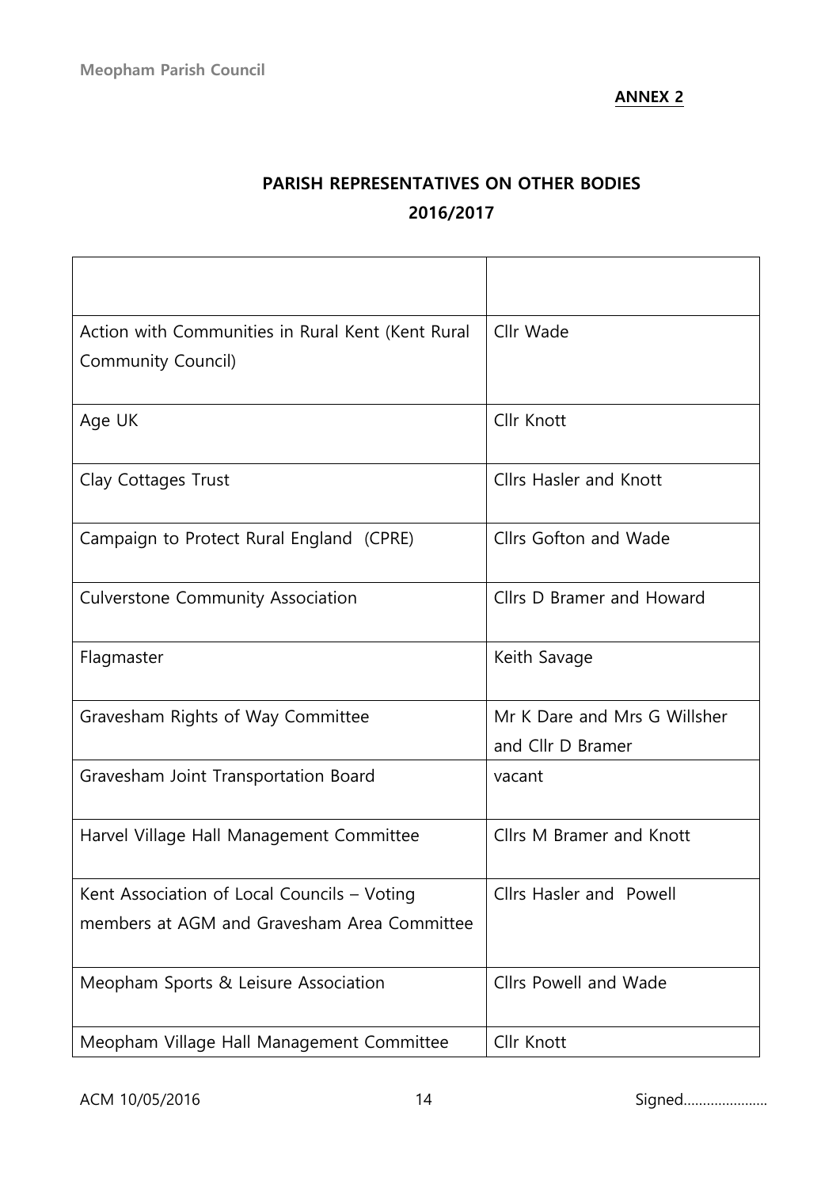**ANNEX 2**

## PARISH REPRESENTATIVES ON OTHER BODIES
## 2016/2017

| | |
|---|---|
| Action with Communities in Rural Kent (Kent Rural Community Council) | Cllr Wade |
| Age UK | Cllr Knott |
| Clay Cottages Trust | Cllrs Hasler and Knott |
| Campaign to Protect Rural England (CPRE) | Cllrs Gofton and Wade |
| Culverstone Community Association | Cllrs D Bramer and Howard |
| Flagmaster | Keith Savage |
| Gravesham Rights of Way Committee | Mr K Dare and Mrs G Willsher and Cllr D Bramer |
| Gravesham Joint Transportation Board | vacant |
| Harvel Village Hall Management Committee | Cllrs M Bramer and Knott |
| Kent Association of Local Councils – Voting members at AGM and Gravesham Area Committee | Cllrs Hasler and Powell |
| Meopham Sports & Leisure Association | Cllrs Powell and Wade |
| Meopham Village Hall Management Committee | Cllr Knott |

ACM 10/05/2016 Signed......................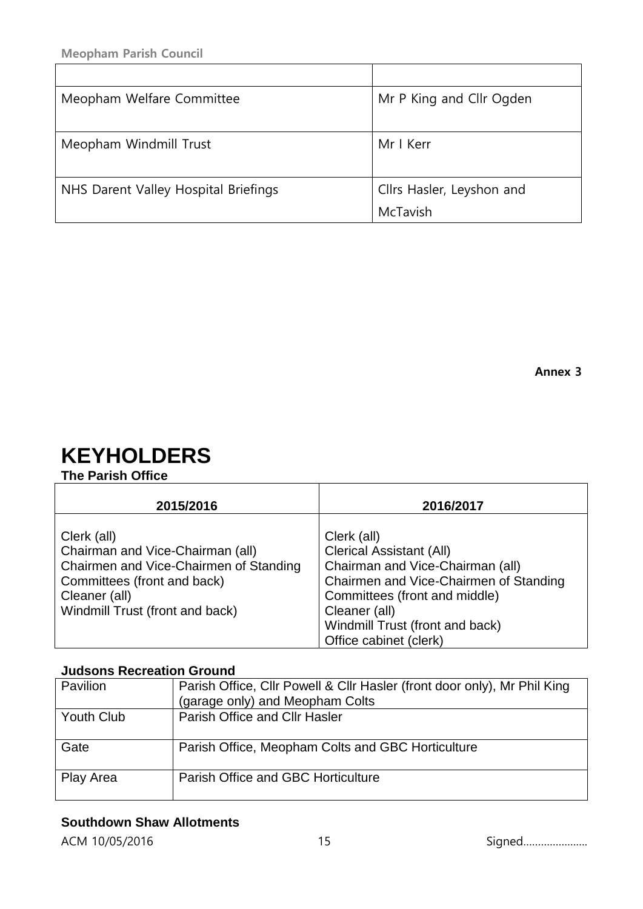| | |
|---|---|
| Meopham Welfare Committee | Mr P King and Cllr Ogden |
| Meopham Windmill Trust | Mr I Kerr |
| NHS Darent Valley Hospital Briefings | Cllrs Hasler, Leyshon and McTavish |

**Annex 3**

# KEYHOLDERS

**The Parish Office**

| 2015/2016 | 2016/2017 |
|---|---|
| Clerk (all)<br>Chairman and Vice-Chairman (all)<br>Chairmen and Vice-Chairmen of Standing Committees (front and back)<br>Cleaner (all)<br>Windmill Trust (front and back) | Clerk (all)<br>Clerical Assistant (All)<br>Chairman and Vice-Chairman (all)<br>Chairmen and Vice-Chairmen of Standing Committees (front and middle)<br>Cleaner (all)<br>Windmill Trust (front and back)<br>Office cabinet (clerk) |

**Judsons Recreation Ground**

| | |
|---|---|
| Pavilion | Parish Office, Cllr Powell & Cllr Hasler (front door only), Mr Phil King (garage only) and Meopham Colts |
| Youth Club | Parish Office and Cllr Hasler |
| Gate | Parish Office, Meopham Colts and GBC Horticulture |
| Play Area | Parish Office and GBC Horticulture |

**Southdown Shaw Allotments**

ACM 10/05/2016 Signed………………….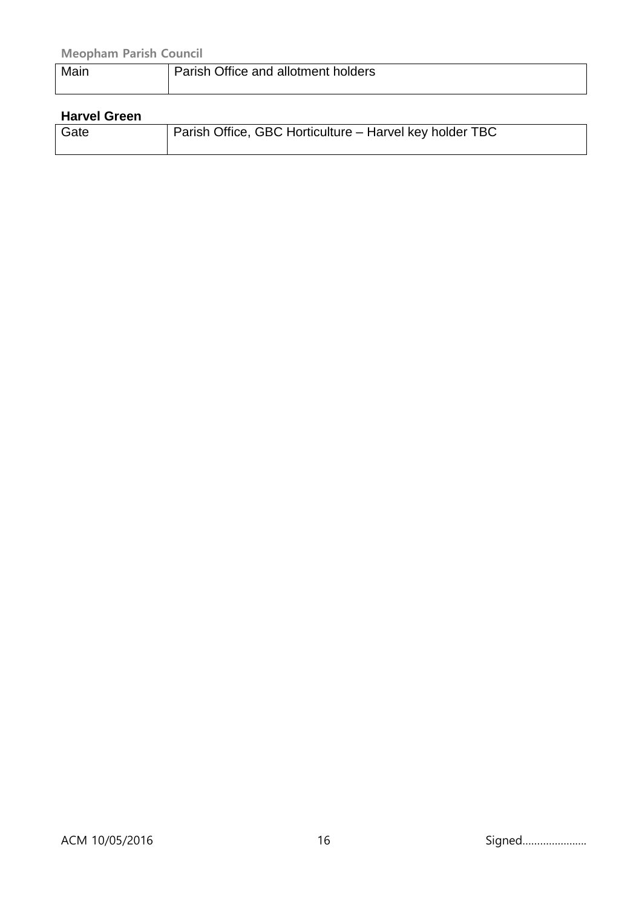| | |
|---|---|
| Main | Parish Office and allotment holders |

**Harvel Green**

| | |
|---|---|
| Gate | Parish Office, GBC Horticulture – Harvel key holder TBC |